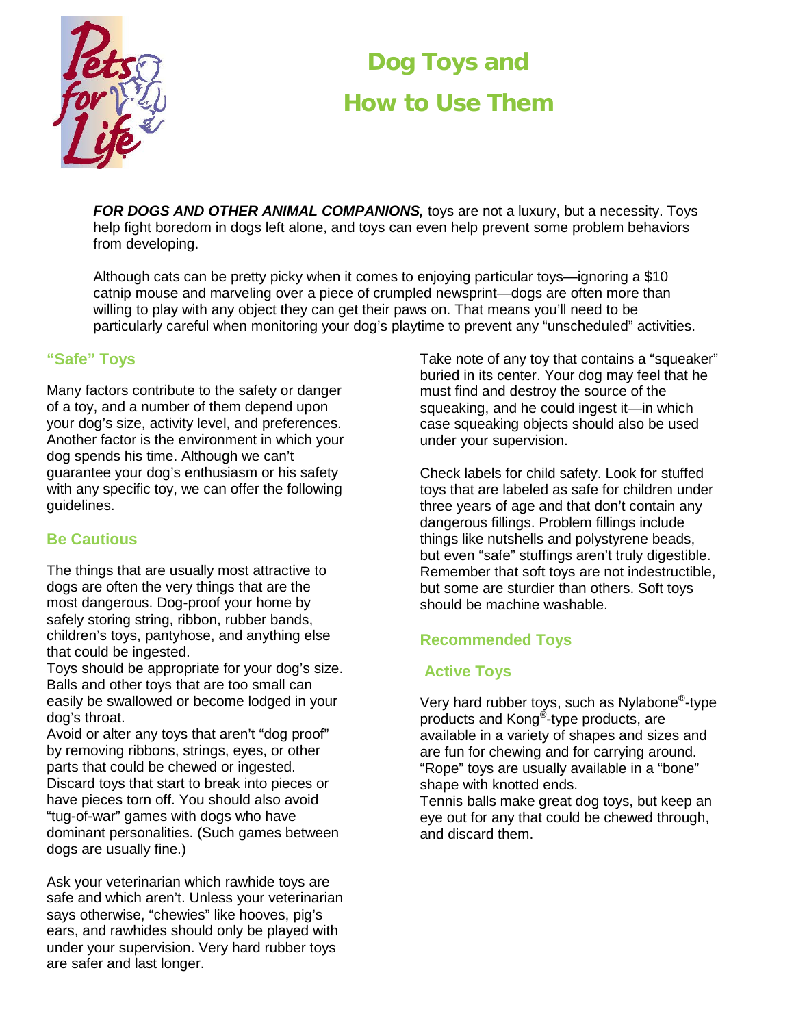# Dog Toys and How to Use Them

***FOR DOGS AND OTHER ANIMAL COMPANIONS,*** toys are not a luxury, but a necessity. Toys help fight boredom in dogs left alone, and toys can even help prevent some problem behaviors from developing.

Although cats can be pretty picky when it comes to enjoying particular toys—ignoring a $10 catnip mouse and marveling over a piece of crumpled newsprint—dogs are often more than willing to play with any object they can get their paws on. That means you'll need to be particularly careful when monitoring your dog's playtime to prevent any "unscheduled" activities.

## "Safe" Toys

Many factors contribute to the safety or danger of a toy, and a number of them depend upon your dog's size, activity level, and preferences. Another factor is the environment in which your dog spends his time. Although we can't guarantee your dog's enthusiasm or his safety with any specific toy, we can offer the following guidelines.

## Be Cautious

The things that are usually most attractive to dogs are often the very things that are the most dangerous. Dog-proof your home by safely storing string, ribbon, rubber bands, children's toys, pantyhose, and anything else that could be ingested.

Toys should be appropriate for your dog's size. Balls and other toys that are too small can easily be swallowed or become lodged in your dog's throat.

Avoid or alter any toys that aren't "dog proof" by removing ribbons, strings, eyes, or other parts that could be chewed or ingested.

Discard toys that start to break into pieces or have pieces torn off. You should also avoid "tug-of-war" games with dogs who have dominant personalities. (Such games between dogs are usually fine.)

Ask your veterinarian which rawhide toys are safe and which aren't. Unless your veterinarian says otherwise, "chewies" like hooves, pig's ears, and rawhides should only be played with under your supervision. Very hard rubber toys are safer and last longer.

Take note of any toy that contains a "squeaker" buried in its center. Your dog may feel that he must find and destroy the source of the squeaking, and he could ingest it—in which case squeaking objects should also be used under your supervision.

Check labels for child safety. Look for stuffed toys that are labeled as safe for children under three years of age and that don't contain any dangerous fillings. Problem fillings include things like nutshells and polystyrene beads, but even "safe" stuffings aren't truly digestible. Remember that soft toys are not indestructible, but some are sturdier than others. Soft toys should be machine washable.

## Recommended Toys

### Active Toys

Very hard rubber toys, such as Nylabone®-type products and Kong®-type products, are available in a variety of shapes and sizes and are fun for chewing and for carrying around.

"Rope" toys are usually available in a "bone" shape with knotted ends.

Tennis balls make great dog toys, but keep an eye out for any that could be chewed through, and discard them.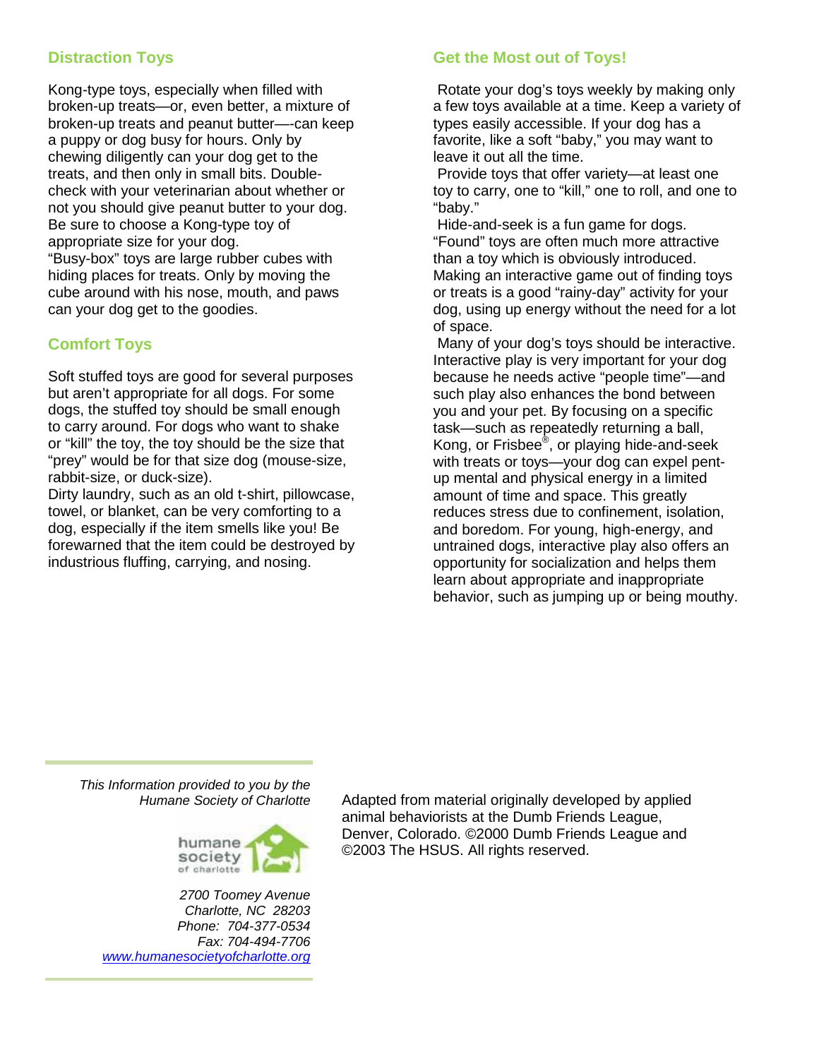## Distraction Toys

Kong-type toys, especially when filled with broken-up treats—or, even better, a mixture of broken-up treats and peanut butter—-can keep a puppy or dog busy for hours. Only by chewing diligently can your dog get to the treats, and then only in small bits. Double-check with your veterinarian about whether or not you should give peanut butter to your dog. Be sure to choose a Kong-type toy of appropriate size for your dog.

"Busy-box" toys are large rubber cubes with hiding places for treats. Only by moving the cube around with his nose, mouth, and paws can your dog get to the goodies.

## Comfort Toys

Soft stuffed toys are good for several purposes but aren't appropriate for all dogs. For some dogs, the stuffed toy should be small enough to carry around. For dogs who want to shake or "kill" the toy, the toy should be the size that "prey" would be for that size dog (mouse-size, rabbit-size, or duck-size).

Dirty laundry, such as an old t-shirt, pillowcase, towel, or blanket, can be very comforting to a dog, especially if the item smells like you! Be forewarned that the item could be destroyed by industrious fluffing, carrying, and nosing.

## Get the Most out of Toys!

Rotate your dog's toys weekly by making only a few toys available at a time. Keep a variety of types easily accessible. If your dog has a favorite, like a soft "baby," you may want to leave it out all the time.

Provide toys that offer variety—at least one toy to carry, one to "kill," one to roll, and one to "baby."

Hide-and-seek is a fun game for dogs. "Found" toys are often much more attractive than a toy which is obviously introduced. Making an interactive game out of finding toys or treats is a good "rainy-day" activity for your dog, using up energy without the need for a lot of space.

Many of your dog's toys should be interactive. Interactive play is very important for your dog because he needs active "people time"—and such play also enhances the bond between you and your pet. By focusing on a specific task—such as repeatedly returning a ball, Kong, or Frisbee®, or playing hide-and-seek with treats or toys—your dog can expel pent-up mental and physical energy in a limited amount of time and space. This greatly reduces stress due to confinement, isolation, and boredom. For young, high-energy, and untrained dogs, interactive play also offers an opportunity for socialization and helps them learn about appropriate and inappropriate behavior, such as jumping up or being mouthy.

*This Information provided to you by the Humane Society of Charlotte*

humane society of charlotte

*2700 Toomey Avenue*
*Charlotte, NC 28203*
*Phone: 704-377-0534*
*Fax: 704-494-7706*
*www.humanesocietyofcharlotte.org*

Adapted from material originally developed by applied animal behaviorists at the Dumb Friends League, Denver, Colorado. ©2000 Dumb Friends League and ©2003 The HSUS. All rights reserved.